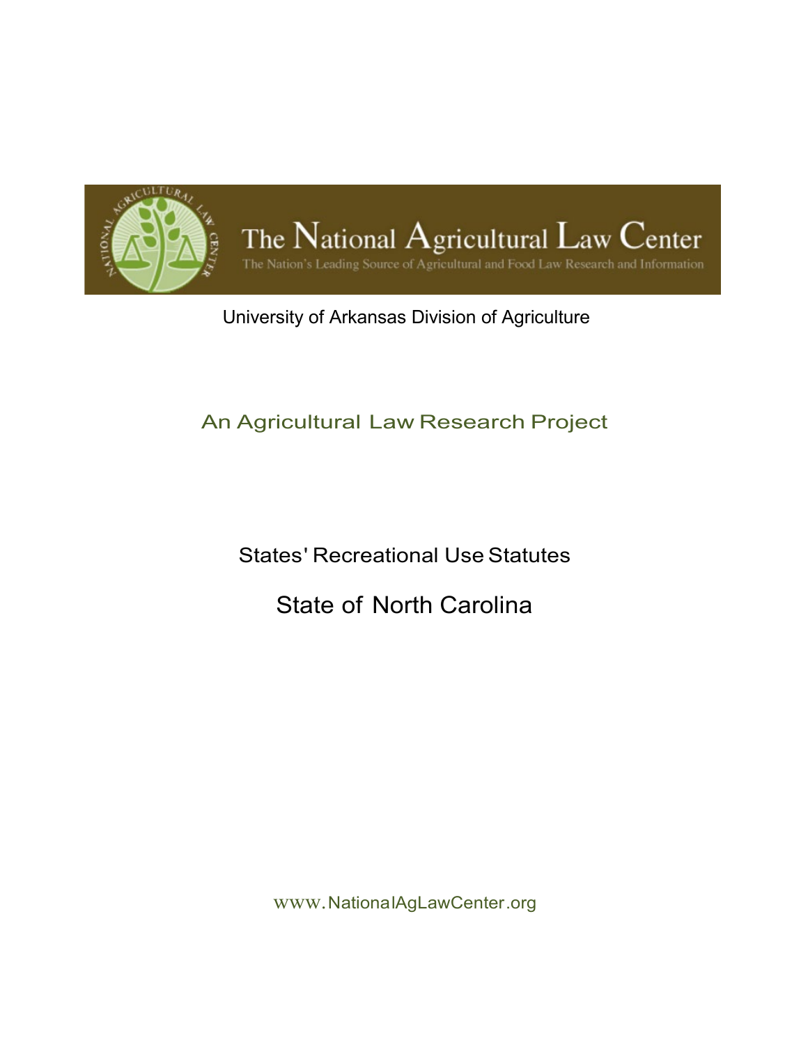# The National Agricultural Law Center

The Nation's Leading Source of Agricultural and Food Law Research and Information

University of Arkansas Division of Agriculture

## An Agricultural Law Research Project

### States' Recreational Use Statutes

### State of North Carolina

www.NationalAgLawCenter.org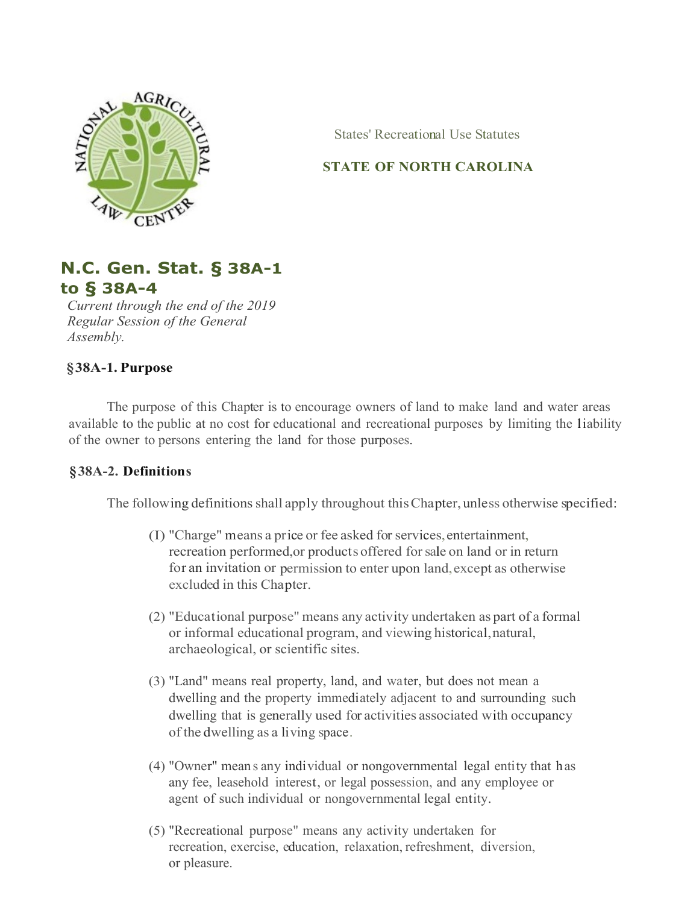States' Recreational Use Statutes

**STATE OF NORTH CAROLINA**

## N.C. Gen. Stat. § 38A-1 to § 38A-4

*Current through the end of the 2019 Regular Session of the General Assembly.*

### §38A-1. Purpose

The purpose of this Chapter is to encourage owners of land to make land and water areas available to the public at no cost for educational and recreational purposes by limiting the liability of the owner to persons entering the land for those purposes.

### §38A-2. Definitions

The following definitions shall apply throughout this Chapter, unless otherwise specified:

(I) "Charge" means a price or fee asked for services, entertainment, recreation performed, or products offered for sale on land or in return for an invitation or permission to enter upon land, except as otherwise excluded in this Chapter.

(2) "Educational purpose" means any activity undertaken as part of a formal or informal educational program, and viewing historical, natural, archaeological, or scientific sites.

(3) "Land" means real property, land, and water, but does not mean a dwelling and the property immediately adjacent to and surrounding such dwelling that is generally used for activities associated with occupancy of the dwelling as a living space.

(4) "Owner" means any individual or nongovernmental legal entity that has any fee, leasehold interest, or legal possession, and any employee or agent of such individual or nongovernmental legal entity.

(5) "Recreational purpose" means any activity undertaken for recreation, exercise, education, relaxation, refreshment, diversion, or pleasure.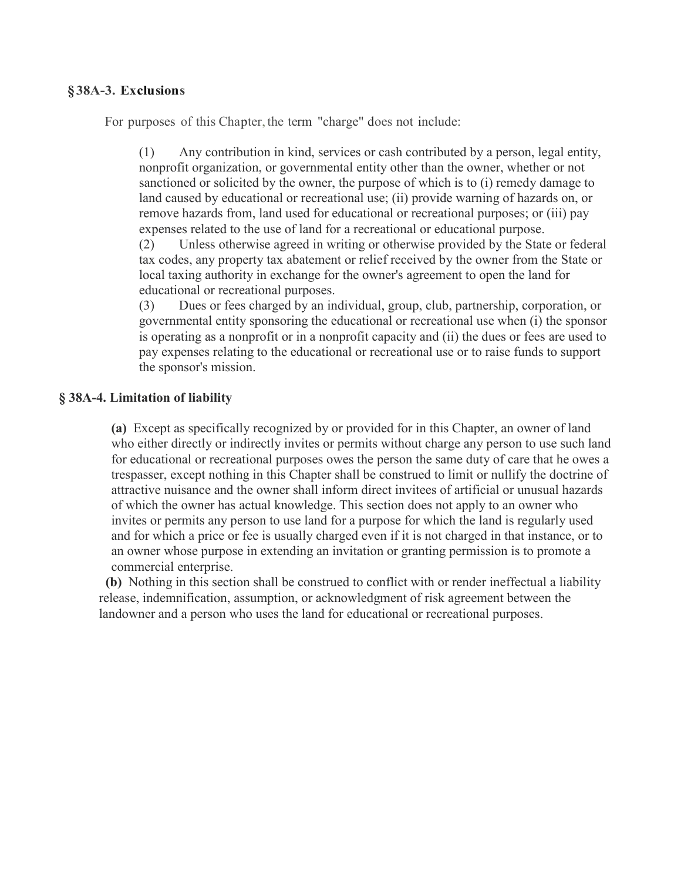**§38A-3. Exclusions**

For purposes of this Chapter, the term "charge" does not include:

(1) Any contribution in kind, services or cash contributed by a person, legal entity, nonprofit organization, or governmental entity other than the owner, whether or not sanctioned or solicited by the owner, the purpose of which is to (i) remedy damage to land caused by educational or recreational use; (ii) provide warning of hazards on, or remove hazards from, land used for educational or recreational purposes; or (iii) pay expenses related to the use of land for a recreational or educational purpose.

(2) Unless otherwise agreed in writing or otherwise provided by the State or federal tax codes, any property tax abatement or relief received by the owner from the State or local taxing authority in exchange for the owner's agreement to open the land for educational or recreational purposes.

(3) Dues or fees charged by an individual, group, club, partnership, corporation, or governmental entity sponsoring the educational or recreational use when (i) the sponsor is operating as a nonprofit or in a nonprofit capacity and (ii) the dues or fees are used to pay expenses relating to the educational or recreational use or to raise funds to support the sponsor's mission.

**§ 38A-4. Limitation of liability**

**(a)** Except as specifically recognized by or provided for in this Chapter, an owner of land who either directly or indirectly invites or permits without charge any person to use such land for educational or recreational purposes owes the person the same duty of care that he owes a trespasser, except nothing in this Chapter shall be construed to limit or nullify the doctrine of attractive nuisance and the owner shall inform direct invitees of artificial or unusual hazards of which the owner has actual knowledge. This section does not apply to an owner who invites or permits any person to use land for a purpose for which the land is regularly used and for which a price or fee is usually charged even if it is not charged in that instance, or to an owner whose purpose in extending an invitation or granting permission is to promote a commercial enterprise.

**(b)** Nothing in this section shall be construed to conflict with or render ineffectual a liability release, indemnification, assumption, or acknowledgment of risk agreement between the landowner and a person who uses the land for educational or recreational purposes.